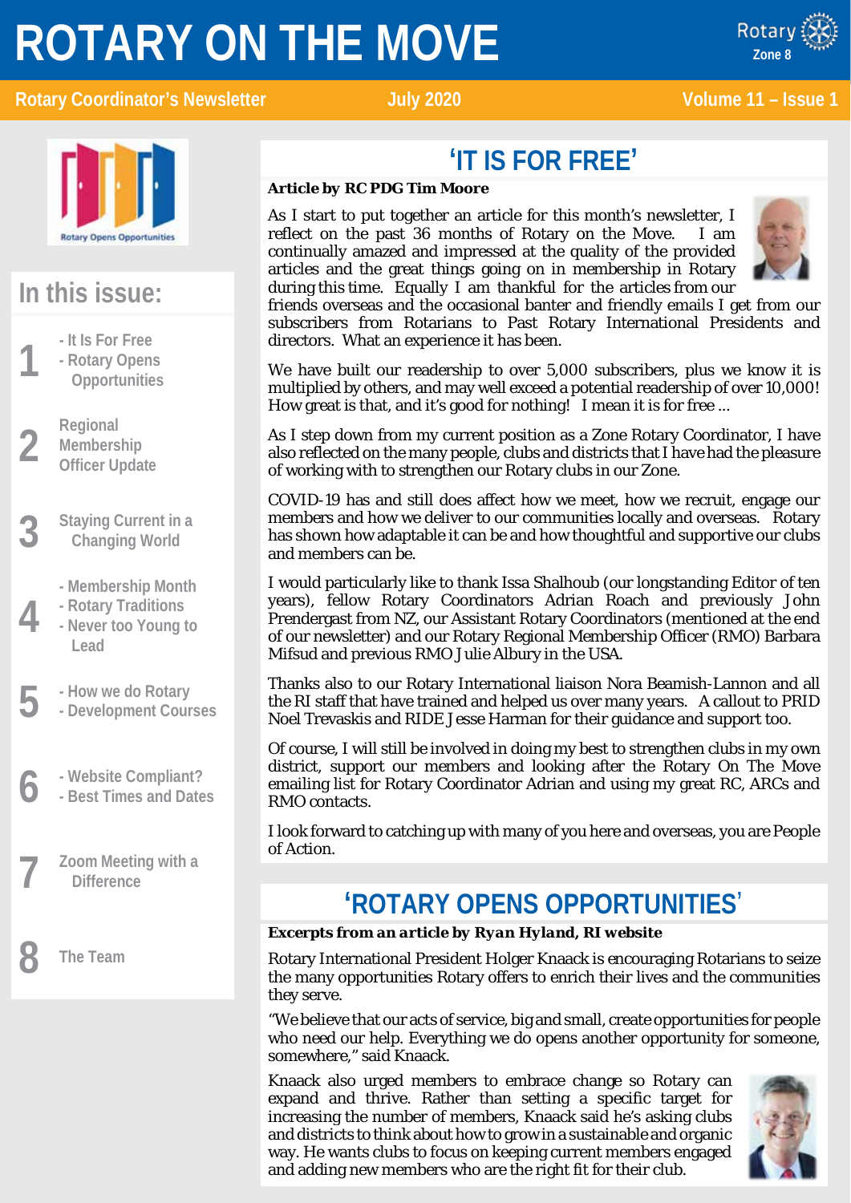# ROTARY ON THE MOVE

**Rotary Coordinator's Newsletter** | **July 2020** | **Volume 11 – Issue 1**

## In this issue:

1. - It Is For Free
   - Rotary Opens Opportunities
2. Regional Membership Officer Update
3. Staying Current in a Changing World
4. - Membership Month
   - Rotary Traditions
   - Never too Young to Lead
5. - How we do Rotary
   - Development Courses
6. - Website Compliant?
   - Best Times and Dates
7. Zoom Meeting with a Difference
8. The Team

## 'IT IS FOR FREE'

***Article by RC PDG Tim Moore***

As I start to put together an article for this month's newsletter, I reflect on the past 36 months of Rotary on the Move. I am continually amazed and impressed at the quality of the provided articles and the great things going on in membership in Rotary during this time. Equally I am thankful for the articles from our friends overseas and the occasional banter and friendly emails I get from our subscribers from Rotarians to Past Rotary International Presidents and directors. What an experience it has been.

We have built our readership to over 5,000 subscribers, plus we know it is multiplied by others, and may well exceed a potential readership of over 10,000! How great is that, and it's good for nothing! I mean it is for free ...

As I step down from my current position as a Zone Rotary Coordinator, I have also reflected on the many people, clubs and districts that I have had the pleasure of working with to strengthen our Rotary clubs in our Zone.

COVID-19 has and still does affect how we meet, how we recruit, engage our members and how we deliver to our communities locally and overseas. Rotary has shown how adaptable it can be and how thoughtful and supportive our clubs and members can be.

I would particularly like to thank Issa Shalhoub (our longstanding Editor of ten years), fellow Rotary Coordinators Adrian Roach and previously John Prendergast from NZ, our Assistant Rotary Coordinators (mentioned at the end of our newsletter) and our Rotary Regional Membership Officer (RMO) Barbara Mifsud and previous RMO Julie Albury in the USA.

Thanks also to our Rotary International liaison Nora Beamish-Lannon and all the RI staff that have trained and helped us over many years. A callout to PRID Noel Trevaskis and RIDE Jesse Harman for their guidance and support too.

Of course, I will still be involved in doing my best to strengthen clubs in my own district, support our members and looking after the Rotary On The Move emailing list for Rotary Coordinator Adrian and using my great RC, ARCs and RMO contacts.

I look forward to catching up with many of you here and overseas, you are People of Action.

## 'ROTARY OPENS OPPORTUNITIES'

***Excerpts from an article by Ryan Hyland, RI website***

Rotary International President Holger Knaack is encouraging Rotarians to seize the many opportunities Rotary offers to enrich their lives and the communities they serve.

"We believe that our acts of service, big and small, create opportunities for people who need our help. Everything we do opens another opportunity for someone, somewhere," said Knaack.

Knaack also urged members to embrace change so Rotary can expand and thrive. Rather than setting a specific target for increasing the number of members, Knaack said he's asking clubs and districts to think about how to grow in a sustainable and organic way. He wants clubs to focus on keeping current members engaged and adding new members who are the right fit for their club.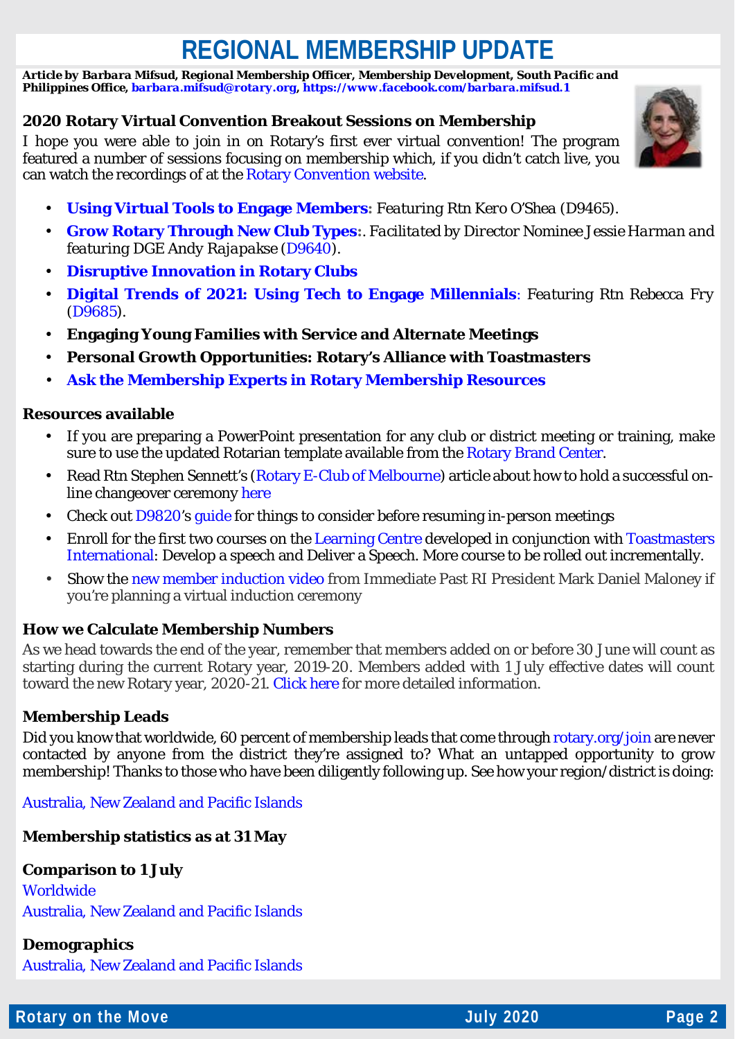# REGIONAL MEMBERSHIP UPDATE

***Article by Barbara Mifsud, Regional Membership Officer, Membership Development, South Pacific and Philippines Office, barbara.mifsud@rotary.org, https://www.facebook.com/barbara.mifsud.1***

### 2020 Rotary Virtual Convention Breakout Sessions on Membership

I hope you were able to join in on Rotary's first ever virtual convention! The program featured a number of sessions focusing on membership which, if you didn't catch live, you can watch the recordings of at the Rotary Convention website.

- **Using Virtual Tools to Engage Members:** *Featuring Rtn Kero O'Shea (D9465).*
- **Grow Rotary Through New Club Types:**. *Facilitated by Director Nominee Jessie Harman and featuring DGE Andy Rajapakse (D9640).*
- **Disruptive Innovation in Rotary Clubs**
- **Digital Trends of 2021: Using Tech to Engage Millennials**: *Featuring Rtn Rebecca Fry (D9685).*
- **Engaging Young Families with Service and Alternate Meetings**
- **Personal Growth Opportunities: Rotary's Alliance with Toastmasters**
- **Ask the Membership Experts in Rotary Membership Resources**

### Resources available

- If you are preparing a PowerPoint presentation for any club or district meeting or training, make sure to use the updated Rotarian template available from the Rotary Brand Center.
- Read Rtn Stephen Sennett's (Rotary E-Club of Melbourne) article about how to hold a successful on-line changeover ceremony here
- Check out D9820's guide for things to consider before resuming in-person meetings
- Enroll for the first two courses on the Learning Centre developed in conjunction with Toastmasters International: Develop a speech and Deliver a Speech. More course to be rolled out incrementally.
- Show the new member induction video from Immediate Past RI President Mark Daniel Maloney if you're planning a virtual induction ceremony

### How we Calculate Membership Numbers

As we head towards the end of the year, remember that members added on or before 30 June will count as starting during the current Rotary year, 2019-20. Members added with 1 July effective dates will count toward the new Rotary year, 2020-21. Click here for more detailed information.

### Membership Leads

Did you know that worldwide, 60 percent of membership leads that come through rotary.org/join are never contacted by anyone from the district they're assigned to? What an untapped opportunity to grow membership! Thanks to those who have been diligently following up. See how your region/district is doing:

Australia, New Zealand and Pacific Islands

### Membership statistics as at 31 May

### Comparison to 1 July

Worldwide
Australia, New Zealand and Pacific Islands

### Demographics

Australia, New Zealand and Pacific Islands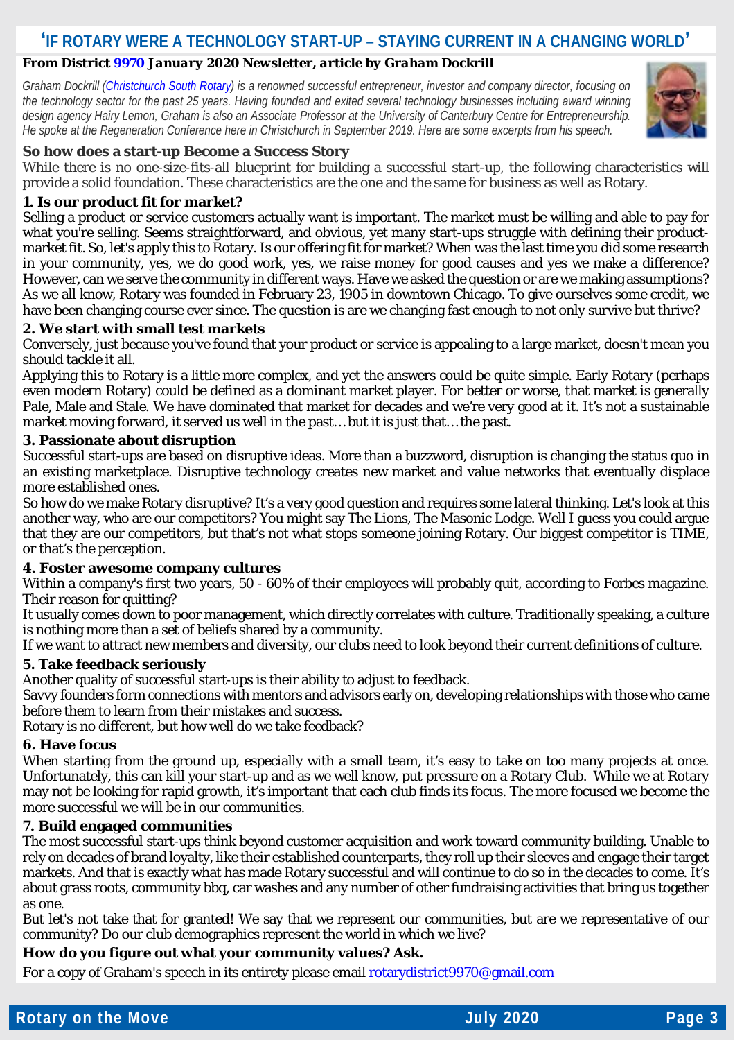# 'IF ROTARY WERE A TECHNOLOGY START-UP – STAYING CURRENT IN A CHANGING WORLD'

**From District 9970 *January 2020 Newsletter, article by Graham Dockrill***

*Graham Dockrill (Christchurch South Rotary) is a renowned successful entrepreneur, investor and company director, focusing on the technology sector for the past 25 years. Having founded and exited several technology businesses including award winning design agency Hairy Lemon, Graham is also an Associate Professor at the University of Canterbury Centre for Entrepreneurship. He spoke at the Regeneration Conference here in Christchurch in September 2019. Here are some excerpts from his speech.*

### So how does a start-up Become a Success Story

While there is no one-size-fits-all blueprint for building a successful start-up, the following characteristics will provide a solid foundation. These characteristics are the one and the same for business as well as Rotary.

### 1. Is our product fit for market?

Selling a product or service customers actually want is important. The market must be willing and able to pay for what you're selling. Seems straightforward, and obvious, yet many start-ups struggle with defining their product-market fit. So, let's apply this to Rotary. Is our offering fit for market? When was the last time you did some research in your community, yes, we do good work, yes, we raise money for good causes and yes we make a difference? However, can we serve the community in different ways. Have we asked the question or are we making assumptions? As we all know, Rotary was founded in February 23, 1905 in downtown Chicago. To give ourselves some credit, we have been changing course ever since. The question is are we changing fast enough to not only survive but thrive?

### 2. We start with small test markets

Conversely, just because you've found that your product or service is appealing to a large market, doesn't mean you should tackle it all.

Applying this to Rotary is a little more complex, and yet the answers could be quite simple. Early Rotary (perhaps even modern Rotary) could be defined as a dominant market player. For better or worse, that market is generally Pale, Male and Stale. We have dominated that market for decades and we're very good at it. It's not a sustainable market moving forward, it served us well in the past… but it is just that… the past.

### 3. Passionate about disruption

Successful start-ups are based on disruptive ideas. More than a buzzword, disruption is changing the status quo in an existing marketplace. Disruptive technology creates new market and value networks that eventually displace more established ones.

So how do we make Rotary disruptive? It's a very good question and requires some lateral thinking. Let's look at this another way, who are our competitors? You might say The Lions, The Masonic Lodge. Well I guess you could argue that they are our competitors, but that's not what stops someone joining Rotary. Our biggest competitor is TIME, or that's the perception.

### 4. Foster awesome company cultures

Within a company's first two years, 50 - 60% of their employees will probably quit, according to Forbes magazine. Their reason for quitting?

It usually comes down to poor management, which directly correlates with culture. Traditionally speaking, a culture is nothing more than a set of beliefs shared by a community.

If we want to attract new members and diversity, our clubs need to look beyond their current definitions of culture.

### 5. Take feedback seriously

Another quality of successful start-ups is their ability to adjust to feedback.

Savvy founders form connections with mentors and advisors early on, developing relationships with those who came before them to learn from their mistakes and success.

Rotary is no different, but how well do we take feedback?

### 6. Have focus

When starting from the ground up, especially with a small team, it's easy to take on too many projects at once. Unfortunately, this can kill your start-up and as we well know, put pressure on a Rotary Club. While we at Rotary may not be looking for rapid growth, it's important that each club finds its focus. The more focused we become the more successful we will be in our communities.

### 7. Build engaged communities

The most successful start-ups think beyond customer acquisition and work toward community building. Unable to rely on decades of brand loyalty, like their established counterparts, they roll up their sleeves and engage their target markets. And that is exactly what has made Rotary successful and will continue to do so in the decades to come. It's about grass roots, community bbq, car washes and any number of other fundraising activities that bring us together as one.

But let's not take that for granted! We say that we represent our communities, but are we representative of our community? Do our club demographics represent the world in which we live?

**How do you figure out what your community values? Ask.**

For a copy of Graham's speech in its entirety please email rotarydistrict9970@gmail.com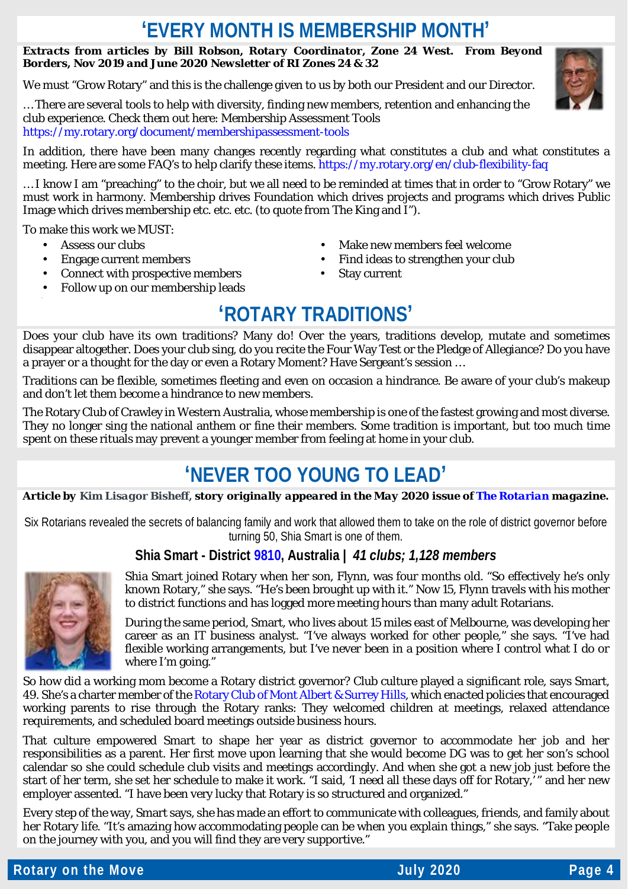# 'EVERY MONTH IS MEMBERSHIP MONTH'

***Extracts from articles by Bill Robson, Rotary Coordinator, Zone 24 West. From Beyond Borders, Nov 2019 and June 2020 Newsletter of RI Zones 24 & 32***

We must "Grow Rotary" and this is the challenge given to us by both our President and our Director.

…There are several tools to help with diversity, finding new members, retention and enhancing the club experience. Check them out here: Membership Assessment Tools https://my.rotary.org/document/membershipassessment-tools

In addition, there have been many changes recently regarding what constitutes a club and what constitutes a meeting. Here are some FAQ's to help clarify these items. https://my.rotary.org/en/club-flexibility-faq

…I know I am "preaching" to the choir, but we all need to be reminded at times that in order to "Grow Rotary" we must work in harmony. Membership drives Foundation which drives projects and programs which drives Public Image which drives membership etc. etc. etc. (to quote from The King and I").

To make this work we MUST:

- Assess our clubs
- Engage current members
- Connect with prospective members
- Follow up on our membership leads
- Make new members feel welcome
- Find ideas to strengthen your club
- Stay current

# 'ROTARY TRADITIONS'

Does your club have its own traditions? Many do! Over the years, traditions develop, mutate and sometimes disappear altogether. Does your club sing, do you recite the Four Way Test or the Pledge of Allegiance? Do you have a prayer or a thought for the day or even a Rotary Moment? Have Sergeant's session …

Traditions can be flexible, sometimes fleeting and even on occasion a hindrance. Be aware of your club's makeup and don't let them become a hindrance to new members.

The Rotary Club of Crawley in Western Australia, whose membership is one of the fastest growing and most diverse. They no longer sing the national anthem or fine their members. Some tradition is important, but too much time spent on these rituals may prevent a younger member from feeling at home in your club.

# 'NEVER TOO YOUNG TO LEAD'

***Article by Kim Lisagor Bisheff, story originally appeared in the May 2020 issue of The Rotarian magazine.***

Six Rotarians revealed the secrets of balancing family and work that allowed them to take on the role of district governor before turning 50, Shia Smart is one of them.

### Shia Smart - District 9810, Australia | *41 clubs; 1,128 members*

Shia Smart joined Rotary when her son, Flynn, was four months old. "So effectively he's only known Rotary," she says. "He's been brought up with it." Now 15, Flynn travels with his mother to district functions and has logged more meeting hours than many adult Rotarians.

During the same period, Smart, who lives about 15 miles east of Melbourne, was developing her career as an IT business analyst. "I've always worked for other people," she says. "I've had flexible working arrangements, but I've never been in a position where I control what I do or where I'm going."

So how did a working mom become a Rotary district governor? Club culture played a significant role, says Smart, 49. She's a charter member of the Rotary Club of Mont Albert & Surrey Hills, which enacted policies that encouraged working parents to rise through the Rotary ranks: They welcomed children at meetings, relaxed attendance requirements, and scheduled board meetings outside business hours.

That culture empowered Smart to shape her year as district governor to accommodate her job and her responsibilities as a parent. Her first move upon learning that she would become DG was to get her son's school calendar so she could schedule club visits and meetings accordingly. And when she got a new job just before the start of her term, she set her schedule to make it work. "I said, 'I need all these days off for Rotary,'" and her new employer assented. "I have been very lucky that Rotary is so structured and organized."

Every step of the way, Smart says, she has made an effort to communicate with colleagues, friends, and family about her Rotary life. "It's amazing how accommodating people can be when you explain things," she says. "Take people on the journey with you, and you will find they are very supportive."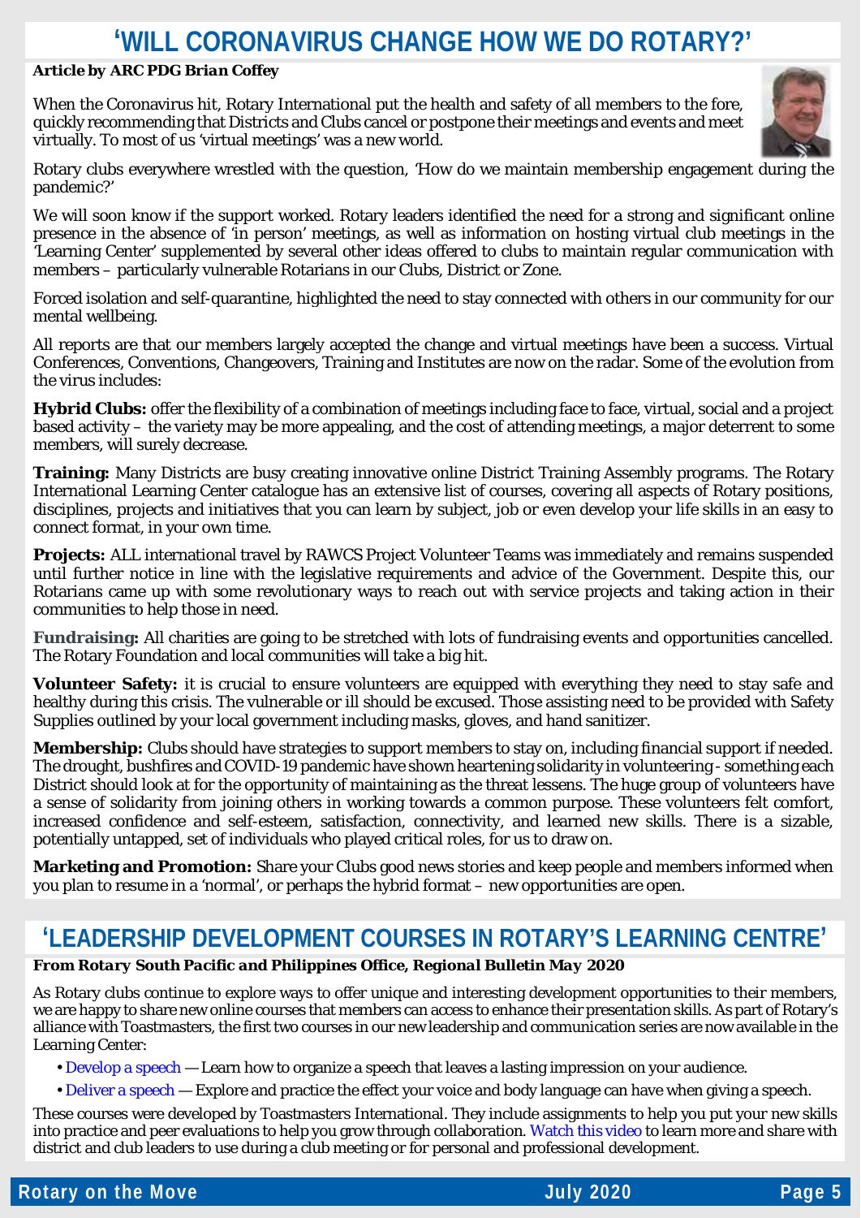# 'WILL CORONAVIRUS CHANGE HOW WE DO ROTARY?'

***Article by ARC PDG Brian Coffey***

When the Coronavirus hit, Rotary International put the health and safety of all members to the fore, quickly recommending that Districts and Clubs cancel or postpone their meetings and events and meet virtually. To most of us 'virtual meetings' was a new world.

Rotary clubs everywhere wrestled with the question, 'How do we maintain membership engagement during the pandemic?'

We will soon know if the support worked. Rotary leaders identified the need for a strong and significant online presence in the absence of 'in person' meetings, as well as information on hosting virtual club meetings in the 'Learning Center' supplemented by several other ideas offered to clubs to maintain regular communication with members – particularly vulnerable Rotarians in our Clubs, District or Zone.

Forced isolation and self-quarantine, highlighted the need to stay connected with others in our community for our mental wellbeing.

All reports are that our members largely accepted the change and virtual meetings have been a success. Virtual Conferences, Conventions, Changeovers, Training and Institutes are now on the radar. Some of the evolution from the virus includes:

**Hybrid Clubs:** offer the flexibility of a combination of meetings including face to face, virtual, social and a project based activity – the variety may be more appealing, and the cost of attending meetings, a major deterrent to some members, will surely decrease.

**Training:** Many Districts are busy creating innovative online District Training Assembly programs. The Rotary International Learning Center catalogue has an extensive list of courses, covering all aspects of Rotary positions, disciplines, projects and initiatives that you can learn by subject, job or even develop your life skills in an easy to connect format, in your own time.

**Projects:** ALL international travel by RAWCS Project Volunteer Teams was immediately and remains suspended until further notice in line with the legislative requirements and advice of the Government. Despite this, our Rotarians came up with some revolutionary ways to reach out with service projects and taking action in their communities to help those in need.

**Fundraising:** All charities are going to be stretched with lots of fundraising events and opportunities cancelled. The Rotary Foundation and local communities will take a big hit.

**Volunteer Safety:** it is crucial to ensure volunteers are equipped with everything they need to stay safe and healthy during this crisis. The vulnerable or ill should be excused. Those assisting need to be provided with Safety Supplies outlined by your local government including masks, gloves, and hand sanitizer.

**Membership:** Clubs should have strategies to support members to stay on, including financial support if needed. The drought, bushfires and COVID-19 pandemic have shown heartening solidarity in volunteering - something each District should look at for the opportunity of maintaining as the threat lessens. The huge group of volunteers have a sense of solidarity from joining others in working towards a common purpose. These volunteers felt comfort, increased confidence and self-esteem, satisfaction, connectivity, and learned new skills. There is a sizable, potentially untapped, set of individuals who played critical roles, for us to draw on.

**Marketing and Promotion:** Share your Clubs good news stories and keep people and members informed when you plan to resume in a 'normal', or perhaps the hybrid format – new opportunities are open.

# 'LEADERSHIP DEVELOPMENT COURSES IN ROTARY'S LEARNING CENTRE'

***From Rotary South Pacific and Philippines Office, Regional Bulletin May 2020***

As Rotary clubs continue to explore ways to offer unique and interesting development opportunities to their members, we are happy to share new online courses that members can access to enhance their presentation skills. As part of Rotary's alliance with Toastmasters, the first two courses in our new leadership and communication series are now available in the Learning Center:

- Develop a speech — Learn how to organize a speech that leaves a lasting impression on your audience.
- Deliver a speech — Explore and practice the effect your voice and body language can have when giving a speech.

These courses were developed by Toastmasters International. They include assignments to help you put your new skills into practice and peer evaluations to help you grow through collaboration. Watch this video to learn more and share with district and club leaders to use during a club meeting or for personal and professional development.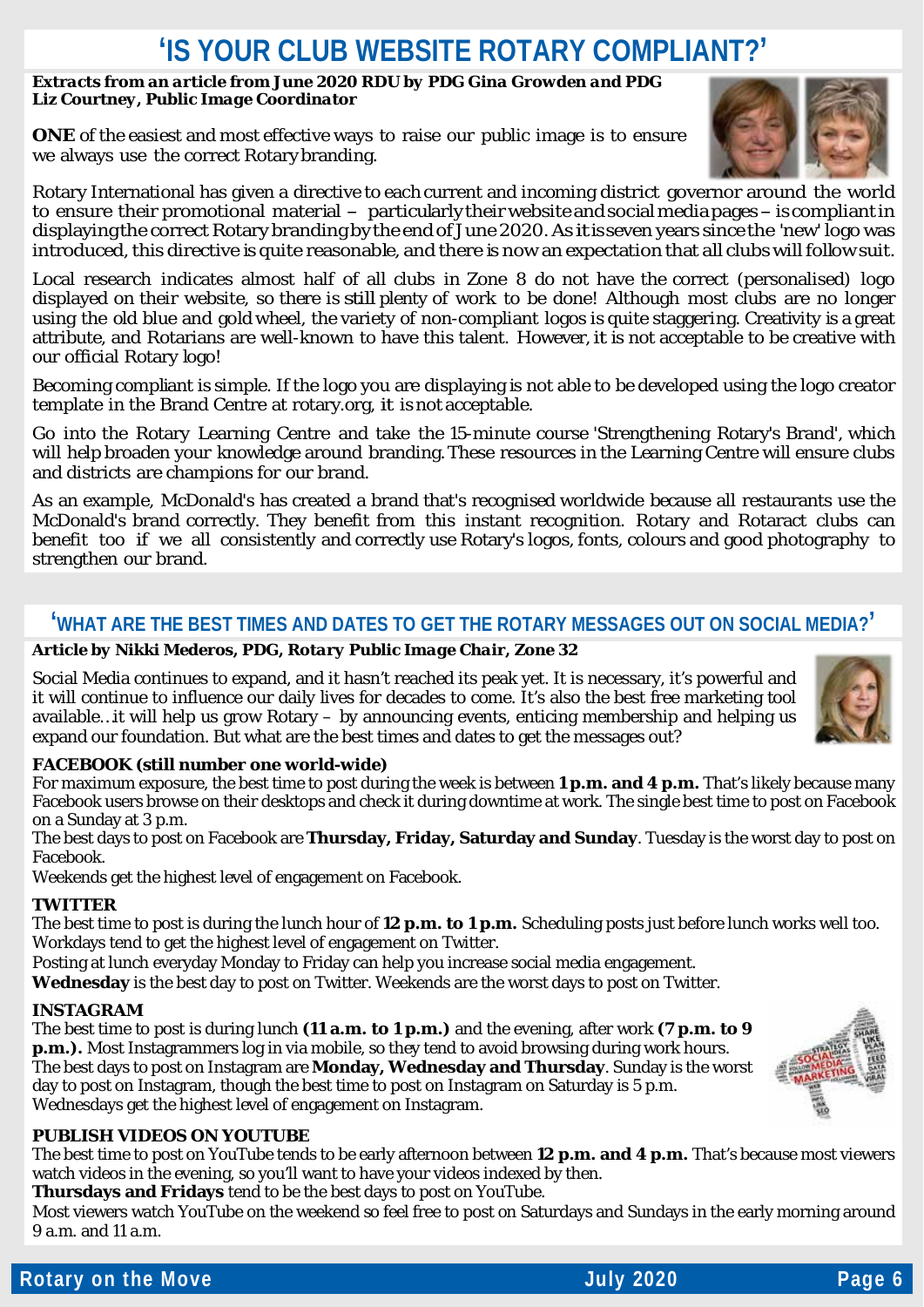# 'IS YOUR CLUB WEBSITE ROTARY COMPLIANT?'

***Extracts from an article from June 2020 RDU by PDG Gina Growden and PDG Liz Courtney, Public Image Coordinator***

**ONE** of the easiest and most effective ways to raise our public image is to ensure we always use the correct Rotary branding.

Rotary International has given a directive to each current and incoming district governor around the world to ensure their promotional material – particularly their website and social media pages – is compliant in displaying the correct Rotary branding by the end of June 2020. As it is seven years since the 'new' logo was introduced, this directive is quite reasonable, and there is now an expectation that all clubs will follow suit.

Local research indicates almost half of all clubs in Zone 8 do not have the correct (personalised) logo displayed on their website, so there is still plenty of work to be done! Although most clubs are no longer using the old blue and gold wheel, the variety of non-compliant logos is quite staggering. Creativity is a great attribute, and Rotarians are well-known to have this talent. However, it is not acceptable to be creative with our official Rotary logo!

Becoming compliant is simple. If the logo you are displaying is not able to be developed using the logo creator template in the Brand Centre at rotary.org, it is not acceptable.

Go into the Rotary Learning Centre and take the 15-minute course 'Strengthening Rotary's Brand', which will help broaden your knowledge around branding. These resources in the Learning Centre will ensure clubs and districts are champions for our brand.

As an example, McDonald's has created a brand that's recognised worldwide because all restaurants use the McDonald's brand correctly. They benefit from this instant recognition. Rotary and Rotaract clubs can benefit too if we all consistently and correctly use Rotary's logos, fonts, colours and good photography to strengthen our brand.

## 'WHAT ARE THE BEST TIMES AND DATES TO GET THE ROTARY MESSAGES OUT ON SOCIAL MEDIA?'

***Article by Nikki Mederos, PDG, Rotary Public Image Chair, Zone 32***

Social Media continues to expand, and it hasn't reached its peak yet. It is necessary, it's powerful and it will continue to influence our daily lives for decades to come. It's also the best free marketing tool available…it will help us grow Rotary – by announcing events, enticing membership and helping us expand our foundation. But what are the best times and dates to get the messages out?

**FACEBOOK (still number one world-wide)**

For maximum exposure, the best time to post during the week is between **1 p.m. and 4 p.m.** That's likely because many Facebook users browse on their desktops and check it during downtime at work. The single best time to post on Facebook on a Sunday at 3 p.m.

The best days to post on Facebook are **Thursday, Friday, Saturday and Sunday**. Tuesday is the worst day to post on Facebook.

Weekends get the highest level of engagement on Facebook.

**TWITTER**

The best time to post is during the lunch hour of **12 p.m. to 1 p.m.** Scheduling posts just before lunch works well too. Workdays tend to get the highest level of engagement on Twitter.

Posting at lunch everyday Monday to Friday can help you increase social media engagement.

**Wednesday** is the best day to post on Twitter. Weekends are the worst days to post on Twitter.

**INSTAGRAM**

The best time to post is during lunch **(11 a.m. to 1 p.m.)** and the evening, after work **(7 p.m. to 9 p.m.).** Most Instagrammers log in via mobile, so they tend to avoid browsing during work hours.

The best days to post on Instagram are **Monday, Wednesday and Thursday**. Sunday is the worst day to post on Instagram, though the best time to post on Instagram on Saturday is 5 p.m.

Wednesdays get the highest level of engagement on Instagram.

**PUBLISH VIDEOS ON YOUTUBE**

The best time to post on YouTube tends to be early afternoon between **12 p.m. and 4 p.m.** That's because most viewers watch videos in the evening, so you'll want to have your videos indexed by then.

**Thursdays and Fridays** tend to be the best days to post on YouTube.

Most viewers watch YouTube on the weekend so feel free to post on Saturdays and Sundays in the early morning around 9 a.m. and 11 a.m.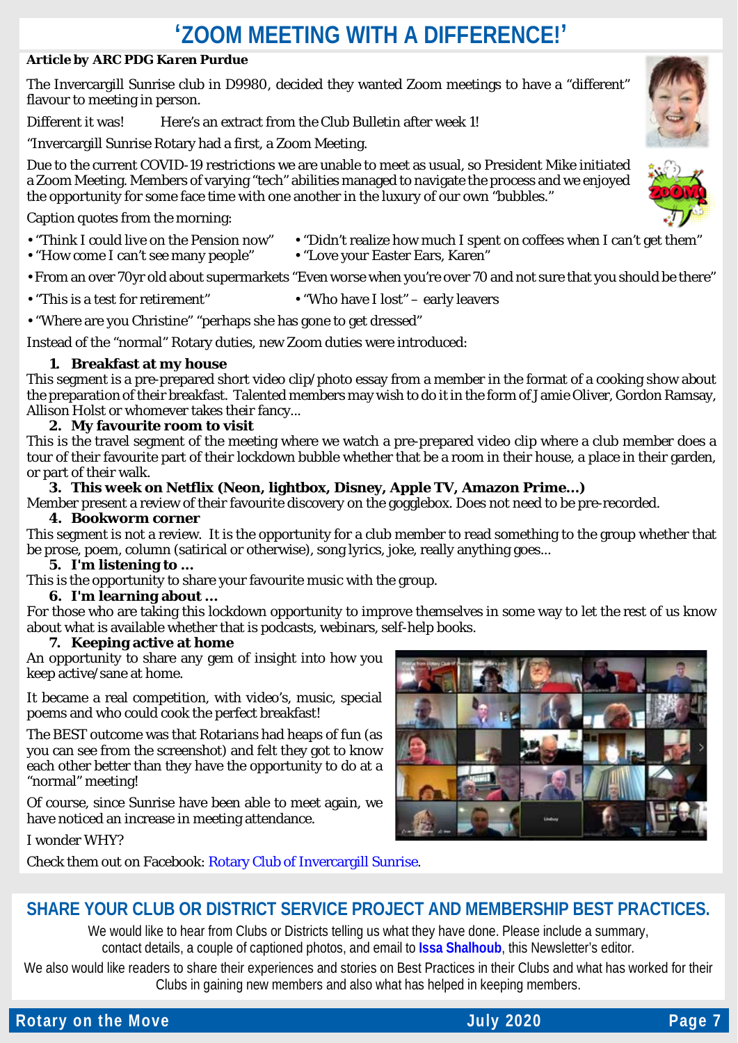# ‘ZOOM MEETING WITH A DIFFERENCE!’

***Article by ARC PDG Karen Purdue***

The Invercargill Sunrise club in D9980, decided they wanted Zoom meetings to have a “different” flavour to meeting in person.

Different it was! Here’s an extract from the Club Bulletin after week 1!

“Invercargill Sunrise Rotary had a first, a Zoom Meeting.

Due to the current COVID-19 restrictions we are unable to meet as usual, so President Mike initiated a Zoom Meeting. Members of varying “tech” abilities managed to navigate the process and we enjoyed the opportunity for some face time with one another in the luxury of our own “bubbles.”

Caption quotes from the morning:

- “Think I could live on the Pension now”
- “Didn’t realize how much I spent on coffees when I can’t get them”
- “How come I can’t see many people”
- “Love your Easter Ears, Karen”
- From an over 70yr old about supermarkets “Even worse when you’re over 70 and not sure that you should be there”
- “This is a test for retirement”
- “Who have I lost” – early leavers
- “Where are you Christine” “perhaps she has gone to get dressed”

Instead of the “normal” Rotary duties, new Zoom duties were introduced:

1. **Breakfast at my house**

This segment is a pre-prepared short video clip/photo essay from a member in the format of a cooking show about the preparation of their breakfast. Talented members may wish to do it in the form of Jamie Oliver, Gordon Ramsay, Allison Holst or whomever takes their fancy...

2. **My favourite room to visit**

This is the travel segment of the meeting where we watch a pre-prepared video clip where a club member does a tour of their favourite part of their lockdown bubble whether that be a room in their house, a place in their garden, or part of their walk.

3. **This week on Netflix (Neon, lightbox, Disney, Apple TV, Amazon Prime...)**

Member present a review of their favourite discovery on the gogglebox. Does not need to be pre-recorded.

4. **Bookworm corner**

This segment is not a review. It is the opportunity for a club member to read something to the group whether that be prose, poem, column (satirical or otherwise), song lyrics, joke, really anything goes...

5. **I'm listening to ...**

This is the opportunity to share your favourite music with the group.

6. **I'm learning about ...**

For those who are taking this lockdown opportunity to improve themselves in some way to let the rest of us know about what is available whether that is podcasts, webinars, self-help books.

7. **Keeping active at home**

An opportunity to share any gem of insight into how you keep active/sane at home.

It became a real competition, with video’s, music, special poems and who could cook the perfect breakfast!

The BEST outcome was that Rotarians had heaps of fun (as you can see from the screenshot) and felt they got to know each other better than they have the opportunity to do at a “normal” meeting!

Of course, since Sunrise have been able to meet again, we have noticed an increase in meeting attendance.

I wonder WHY?

Check them out on Facebook: Rotary Club of Invercargill Sunrise.

## SHARE YOUR CLUB OR DISTRICT SERVICE PROJECT AND MEMBERSHIP BEST PRACTICES.

We would like to hear from Clubs or Districts telling us what they have done. Please include a summary, contact details, a couple of captioned photos, and email to **Issa Shalhoub**, this Newsletter’s editor.

We also would like readers to share their experiences and stories on Best Practices in their Clubs and what has worked for their Clubs in gaining new members and also what has helped in keeping members.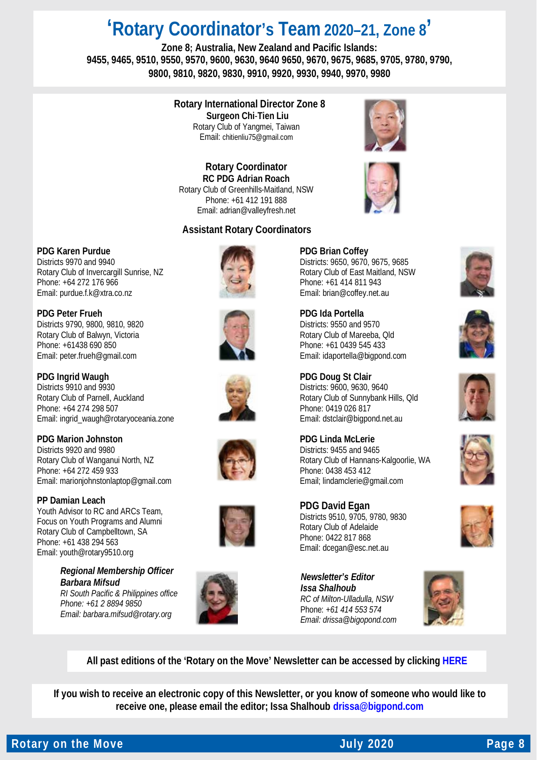# 'Rotary Coordinator's Team 2020–21, Zone 8'

**Zone 8; Australia, New Zealand and Pacific Islands:**
**9455, 9465, 9510, 9550, 9570, 9600, 9630, 9640 9650, 9670, 9675, 9685, 9705, 9780, 9790, 9800, 9810, 9820, 9830, 9910, 9920, 9930, 9940, 9970, 9980**

**Rotary International Director Zone 8**
**Surgeon Chi-Tien Liu**
Rotary Club of Yangmei, Taiwan
Email: chitienliu75@gmail.com

**Rotary Coordinator**
**RC PDG Adrian Roach**
Rotary Club of Greenhills-Maitland, NSW
Phone: +61 412 191 888
Email: adrian@valleyfresh.net

## Assistant Rotary Coordinators

**PDG Karen Purdue**
Districts 9970 and 9940
Rotary Club of Invercargill Sunrise, NZ
Phone: +64 272 176 966
Email: purdue.f.k@xtra.co.nz

**PDG Peter Frueh**
Districts 9790, 9800, 9810, 9820
Rotary Club of Balwyn, Victoria
Phone: +61438 690 850
Email: peter.frueh@gmail.com

**PDG Ingrid Waugh**
Districts 9910 and 9930
Rotary Club of Parnell, Auckland
Phone: +64 274 298 507
Email: ingrid_waugh@rotaryoceania.zone

**PDG Marion Johnston**
Districts 9920 and 9980
Rotary Club of Wanganui North, NZ
Phone: +64 272 459 933
Email: marionjohnstonlaptop@gmail.com

**PP Damian Leach**
Youth Advisor to RC and ARCs Team,
Focus on Youth Programs and Alumni
Rotary Club of Campbelltown, SA
Phone: +61 438 294 563
Email: youth@rotary9510.org

***Regional Membership Officer***
***Barbara Mifsud***
*RI South Pacific & Philippines office*
*Phone: +61 2 8894 9850*
*Email: barbara.mifsud@rotary.org*

**PDG Brian Coffey**
Districts: 9650, 9670, 9675, 9685
Rotary Club of East Maitland, NSW
Phone: +61 414 811 943
Email: brian@coffey.net.au

**PDG Ida Portella**
Districts: 9550 and 9570
Rotary Club of Mareeba, Qld
Phone: +61 0439 545 433
Email: idaportella@bigpond.com

**PDG Doug St Clair**
Districts: 9600, 9630, 9640
Rotary Club of Sunnybank Hills, Qld
Phone: 0419 026 817
Email: dstclair@bigpond.net.au

**PDG Linda McLerie**
Districts: 9455 and 9465
Rotary Club of Hannans-Kalgoorlie, WA
Phone: 0438 453 412
Email; lindamclerie@gmail.com

**PDG David Egan**
Districts 9510, 9705, 9780, 9830
Rotary Club of Adelaide
Phone: 0422 817 868
Email: dcegan@esc.net.au

***Newsletter's Editor***
***Issa Shalhoub***
*RC of Milton-Ulladulla, NSW*
*Phone: +61 414 553 574*
*Email: drissa@bigpond.com*

**All past editions of the 'Rotary on the Move' Newsletter can be accessed by clicking HERE**

**If you wish to receive an electronic copy of this Newsletter, or you know of someone who would like to receive one, please email the editor; Issa Shalhoub drissa@bigpond.com**